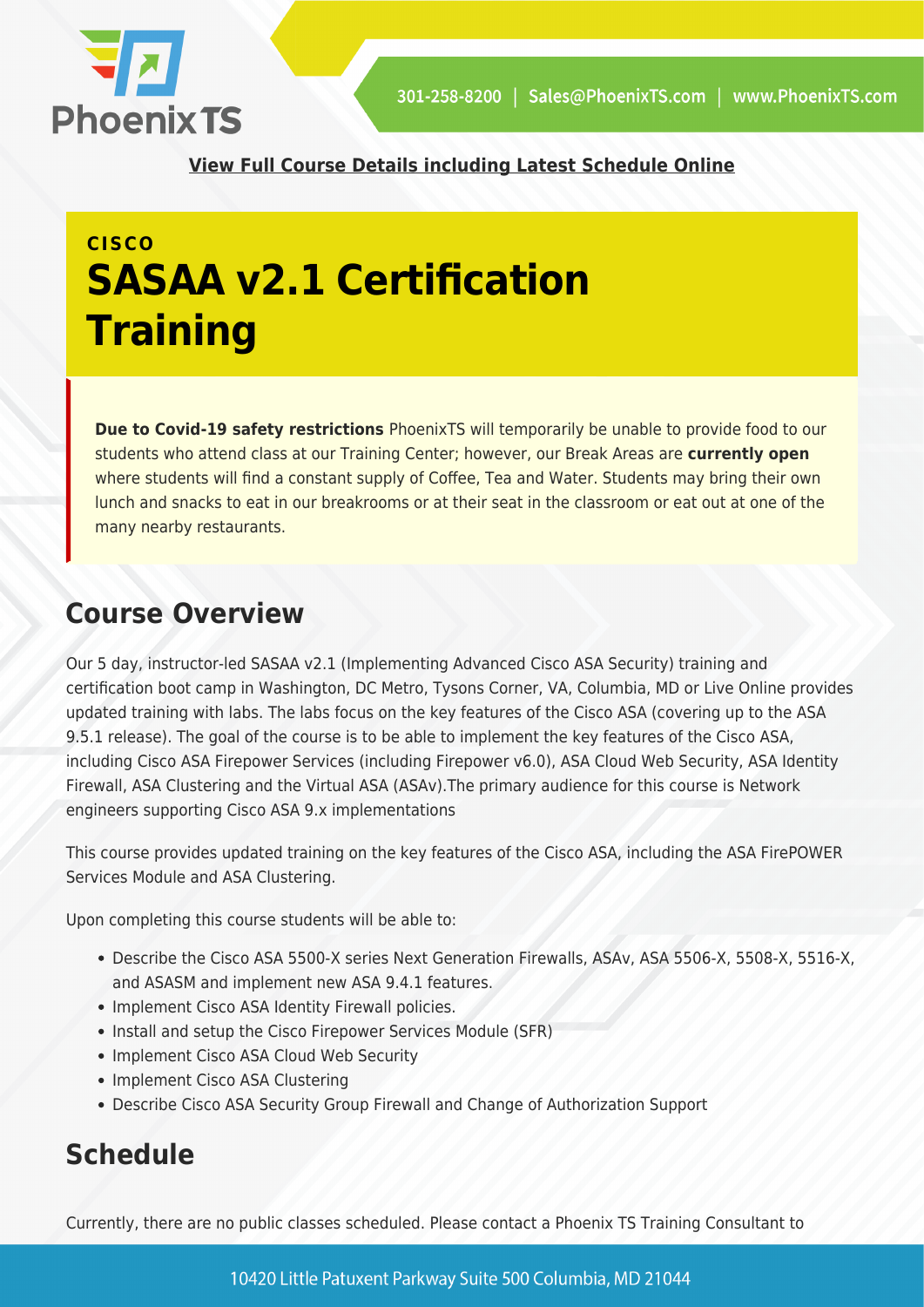**View Full Course Details including Latest Schedule Online**

CISCO

# SASAA v2.1 Certification Training

**Due to Covid-19 safety restrictions** PhoenixTS will temporarily be unable to provide food to our students who attend class at our Training Center; however, our Break Areas are **currently open** where students will find a constant supply of Coffee, Tea and Water. Students may bring their own lunch and snacks to eat in our breakrooms or at their seat in the classroom or eat out at one of the many nearby restaurants.

## Course Overview

Our 5 day, instructor-led SASAA v2.1 (Implementing Advanced Cisco ASA Security) training and certification boot camp in Washington, DC Metro, Tysons Corner, VA, Columbia, MD or Live Online provides updated training with labs. The labs focus on the key features of the Cisco ASA (covering up to the ASA 9.5.1 release). The goal of the course is to be able to implement the key features of the Cisco ASA, including Cisco ASA Firepower Services (including Firepower v6.0), ASA Cloud Web Security, ASA Identity Firewall, ASA Clustering and the Virtual ASA (ASAv).The primary audience for this course is Network engineers supporting Cisco ASA 9.x implementations

This course provides updated training on the key features of the Cisco ASA, including the ASA FirePOWER Services Module and ASA Clustering.

Upon completing this course students will be able to:

- Describe the Cisco ASA 5500-X series Next Generation Firewalls, ASAv, ASA 5506-X, 5508-X, 5516-X, and ASASM and implement new ASA 9.4.1 features.
- Implement Cisco ASA Identity Firewall policies.
- Install and setup the Cisco Firepower Services Module (SFR)
- Implement Cisco ASA Cloud Web Security
- Implement Cisco ASA Clustering
- Describe Cisco ASA Security Group Firewall and Change of Authorization Support

## Schedule

Currently, there are no public classes scheduled. Please contact a Phoenix TS Training Consultant to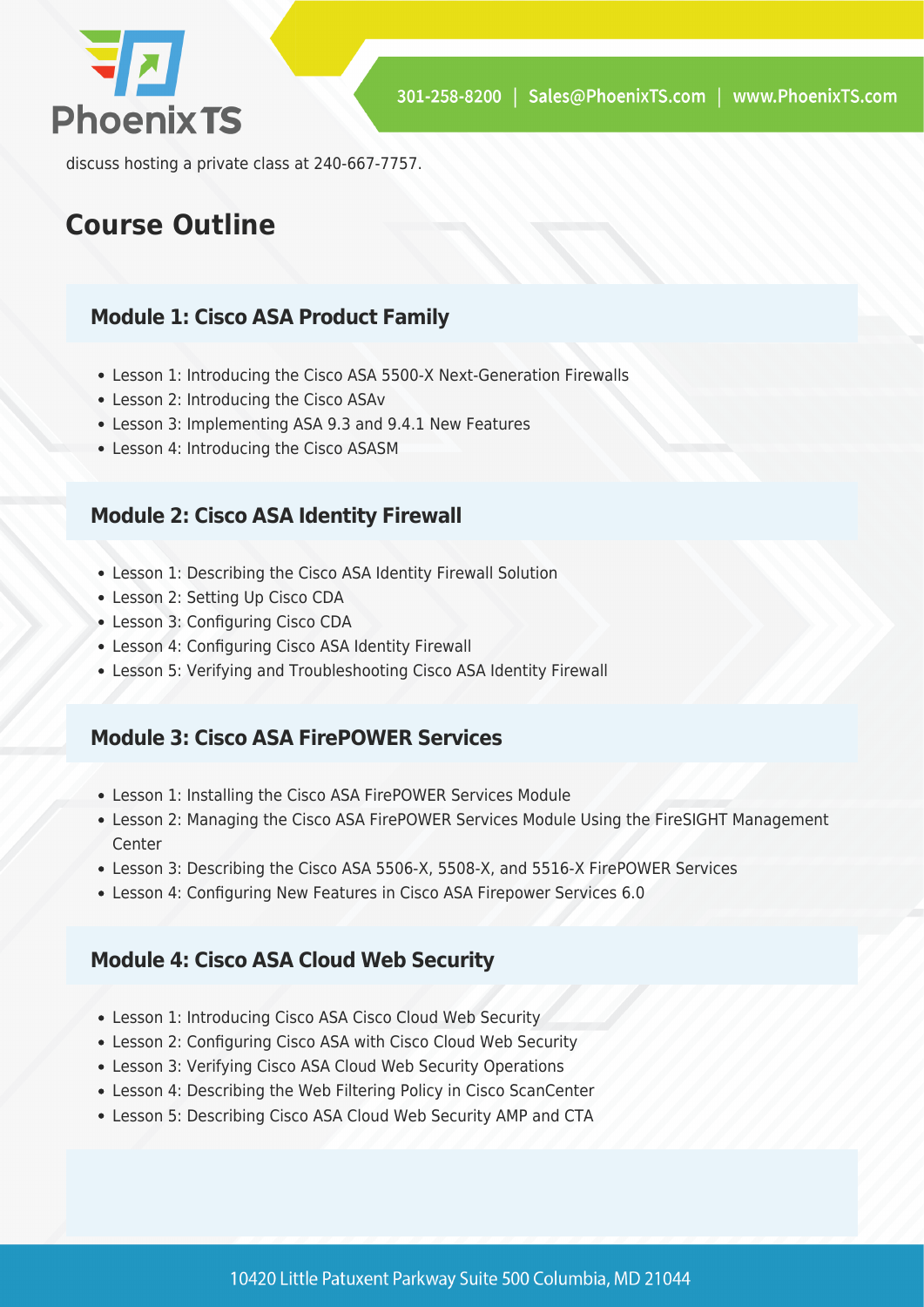discuss hosting a private class at 240-667-7757.

## Course Outline

### Module 1: Cisco ASA Product Family

- Lesson 1: Introducing the Cisco ASA 5500-X Next-Generation Firewalls
- Lesson 2: Introducing the Cisco ASAv
- Lesson 3: Implementing ASA 9.3 and 9.4.1 New Features
- Lesson 4: Introducing the Cisco ASASM

### Module 2: Cisco ASA Identity Firewall

- Lesson 1: Describing the Cisco ASA Identity Firewall Solution
- Lesson 2: Setting Up Cisco CDA
- Lesson 3: Configuring Cisco CDA
- Lesson 4: Configuring Cisco ASA Identity Firewall
- Lesson 5: Verifying and Troubleshooting Cisco ASA Identity Firewall

### Module 3: Cisco ASA FirePOWER Services

- Lesson 1: Installing the Cisco ASA FirePOWER Services Module
- Lesson 2: Managing the Cisco ASA FirePOWER Services Module Using the FireSIGHT Management Center
- Lesson 3: Describing the Cisco ASA 5506-X, 5508-X, and 5516-X FirePOWER Services
- Lesson 4: Configuring New Features in Cisco ASA Firepower Services 6.0

### Module 4: Cisco ASA Cloud Web Security

- Lesson 1: Introducing Cisco ASA Cisco Cloud Web Security
- Lesson 2: Configuring Cisco ASA with Cisco Cloud Web Security
- Lesson 3: Verifying Cisco ASA Cloud Web Security Operations
- Lesson 4: Describing the Web Filtering Policy in Cisco ScanCenter
- Lesson 5: Describing Cisco ASA Cloud Web Security AMP and CTA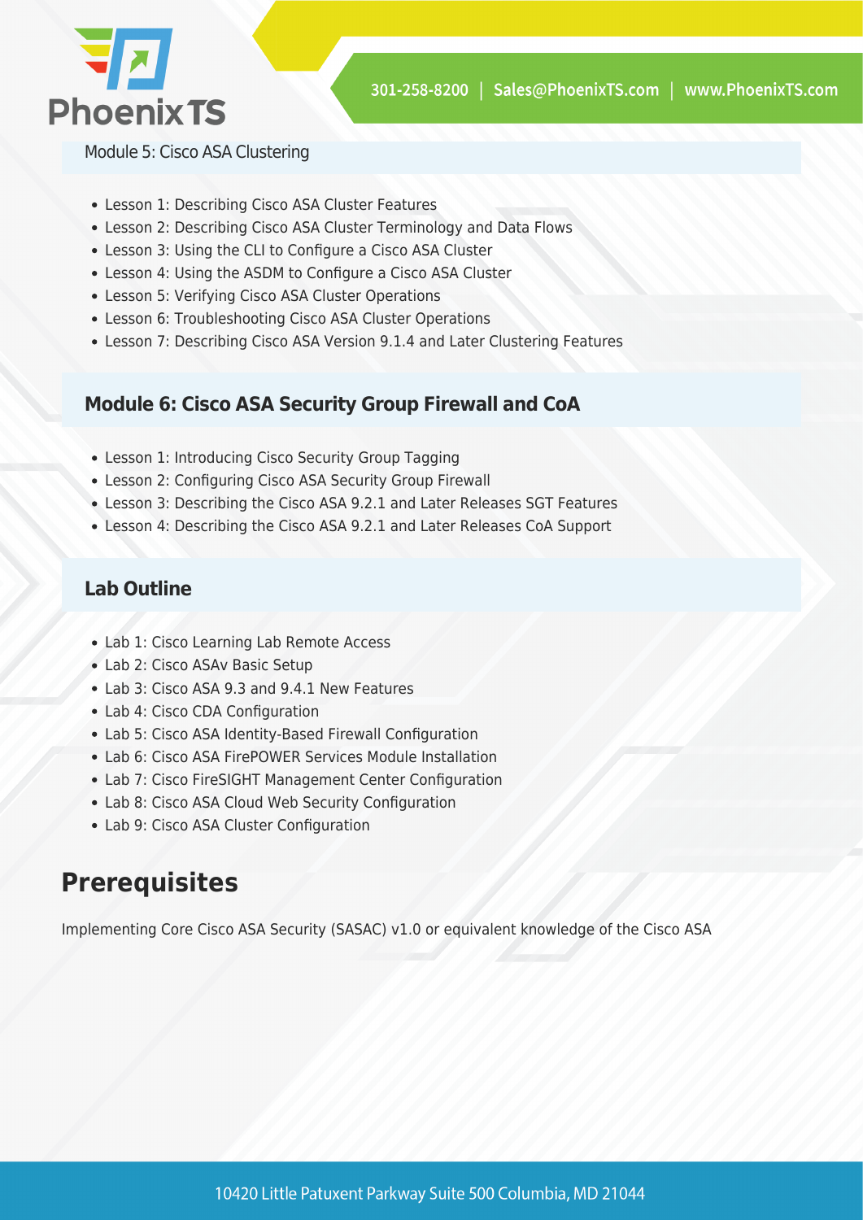### Module 5: Cisco ASA Clustering

- Lesson 1: Describing Cisco ASA Cluster Features
- Lesson 2: Describing Cisco ASA Cluster Terminology and Data Flows
- Lesson 3: Using the CLI to Configure a Cisco ASA Cluster
- Lesson 4: Using the ASDM to Configure a Cisco ASA Cluster
- Lesson 5: Verifying Cisco ASA Cluster Operations
- Lesson 6: Troubleshooting Cisco ASA Cluster Operations
- Lesson 7: Describing Cisco ASA Version 9.1.4 and Later Clustering Features

### Module 6: Cisco ASA Security Group Firewall and CoA

- Lesson 1: Introducing Cisco Security Group Tagging
- Lesson 2: Configuring Cisco ASA Security Group Firewall
- Lesson 3: Describing the Cisco ASA 9.2.1 and Later Releases SGT Features
- Lesson 4: Describing the Cisco ASA 9.2.1 and Later Releases CoA Support

### Lab Outline

- Lab 1: Cisco Learning Lab Remote Access
- Lab 2: Cisco ASAv Basic Setup
- Lab 3: Cisco ASA 9.3 and 9.4.1 New Features
- Lab 4: Cisco CDA Configuration
- Lab 5: Cisco ASA Identity-Based Firewall Configuration
- Lab 6: Cisco ASA FirePOWER Services Module Installation
- Lab 7: Cisco FireSIGHT Management Center Configuration
- Lab 8: Cisco ASA Cloud Web Security Configuration
- Lab 9: Cisco ASA Cluster Configuration

## Prerequisites

Implementing Core Cisco ASA Security (SASAC) v1.0 or equivalent knowledge of the Cisco ASA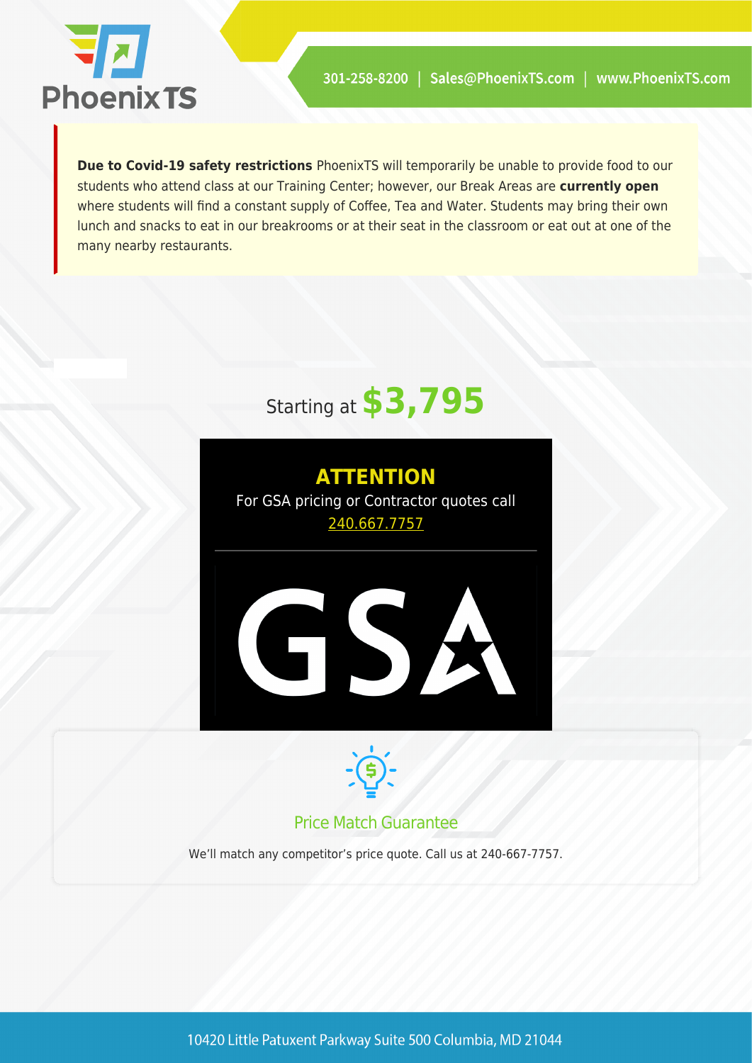**Due to Covid-19 safety restrictions** PhoenixTS will temporarily be unable to provide food to our students who attend class at our Training Center; however, our Break Areas are **currently open** where students will find a constant supply of Coffee, Tea and Water. Students may bring their own lunch and snacks to eat in our breakrooms or at their seat in the classroom or eat out at one of the many nearby restaurants.

Starting at **$3,795**

**ATTENTION**

For GSA pricing or Contractor quotes call 240.667.7757

GSA

### Price Match Guarantee

We'll match any competitor's price quote. Call us at 240-667-7757.

10420 Little Patuxent Parkway Suite 500 Columbia, MD 21044